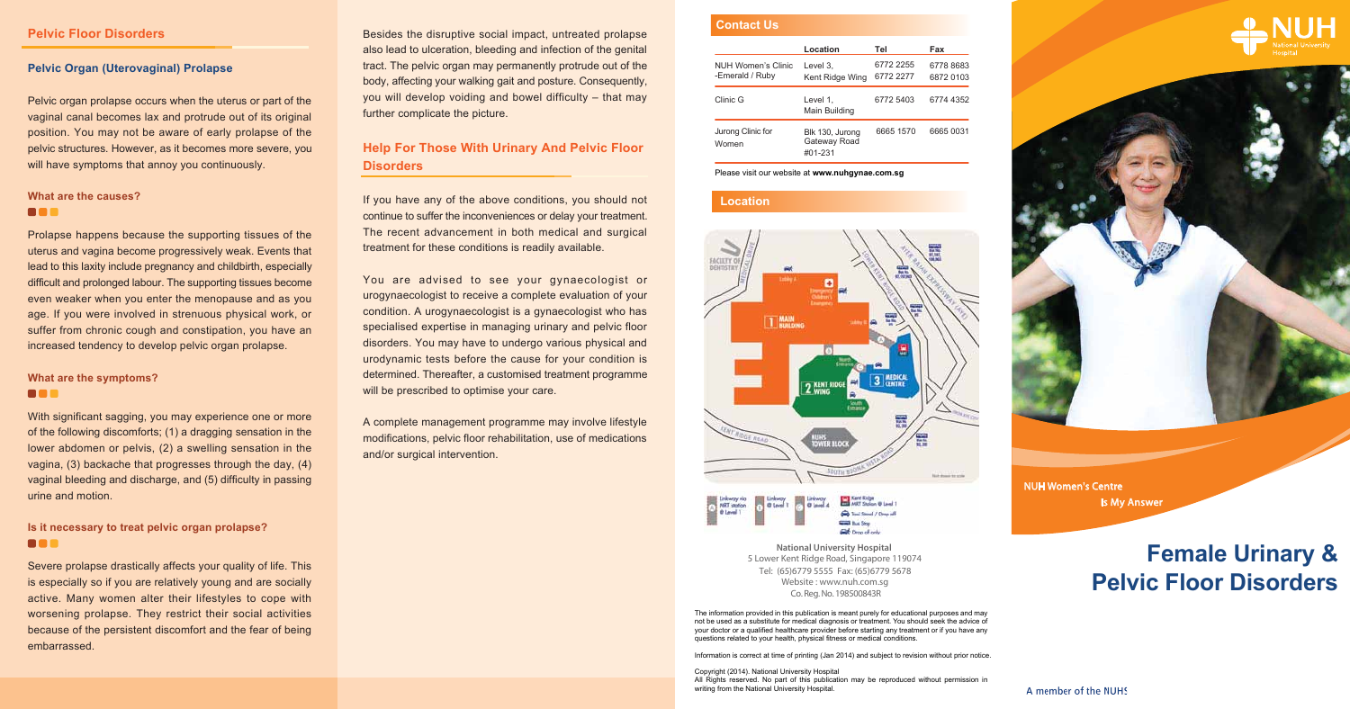## Pelvic Floor Disorders

### Pelvic Organ (Uterovaginal) Prolapse

Pelvic organ prolapse occurs when the uterus or part of the vaginal canal becomes lax and protrude out of its original position. You may not be aware of early prolapse of the pelvic structures. However, as it becomes more severe, you will have symptoms that annoy you continuously.

#### What are the causes?

Prolapse happens because the supporting tissues of the uterus and vagina become progressively weak. Events that lead to this laxity include pregnancy and childbirth, especially difficult and prolonged labour. The supporting tissues become even weaker when you enter the menopause and as you age. If you were involved in strenuous physical work, or suffer from chronic cough and constipation, you have an increased tendency to develop pelvic organ prolapse.

#### What are the symptoms?

With significant sagging, you may experience one or more of the following discomforts; (1) a dragging sensation in the lower abdomen or pelvis, (2) a swelling sensation in the vagina, (3) backache that progresses through the day, (4) vaginal bleeding and discharge, and (5) difficulty in passing urine and motion.

#### Is it necessary to treat pelvic organ prolapse?

Severe prolapse drastically affects your quality of life. This is especially so if you are relatively young and are socially active. Many women alter their lifestyles to cope with worsening prolapse. They restrict their social activities because of the persistent discomfort and the fear of being embarrassed.

Besides the disruptive social impact, untreated prolapse also lead to ulceration, bleeding and infection of the genital tract. The pelvic organ may permanently protrude out of the body, affecting your walking gait and posture. Consequently, you will develop voiding and bowel difficulty – that may further complicate the picture.

## Help For Those With Urinary And Pelvic Floor Disorders

If you have any of the above conditions, you should not continue to suffer the inconveniences or delay your treatment. The recent advancement in both medical and surgical treatment for these conditions is readily available.

You are advised to see your gynaecologist or urogynaecologist to receive a complete evaluation of your condition. A urogynaecologist is a gynaecologist who has specialised expertise in managing urinary and pelvic floor disorders. You may have to undergo various physical and urodynamic tests before the cause for your condition is determined. Thereafter, a customised treatment programme will be prescribed to optimise your care.

A complete management programme may involve lifestyle modifications, pelvic floor rehabilitation, use of medications and/or surgical intervention.

## Contact Us

| | Location | Tel | Fax |
|---|---|---|---|
| NUH Women's Clinic -Emerald / Ruby | Level 3, Kent Ridge Wing | 6772 2255<br>6772 2277 | 6778 8683<br>6872 0103 |
| Clinic G | Level 1, Main Building | 6772 5403 | 6774 4352 |
| Jurong Clinic for Women | Blk 130, Jurong Gateway Road #01-231 | 6665 1570 | 6665 0031 |

Please visit our website at **www.nuhgynae.com.sg**

## Location

Linkway via MRT station @ Level 1 | Linkway @ Level 1 | Linkway @ Level 4 | Kent Ridge MRT Station @ Level 1 | Taxi Stand / Drop off | Bus Stop | Drop off only

**National University Hospital**
5 Lower Kent Ridge Road, Singapore 119074
Tel: (65)6779 5555 Fax: (65)6779 5678
Website : www.nuh.com.sg
Co. Reg. No. 198500843R

The information provided in this publication is meant purely for educational purposes and may not be used as a substitute for medical diagnosis or treatment. You should seek the advice of your doctor or a qualified healthcare provider before starting any treatment or if you have any questions related to your health, physical fitness or medical conditions.

Information is correct at time of printing (Jan 2014) and subject to revision without prior notice.

Copyright (2014). National University Hospital
All Rights reserved. No part of this publication may be reproduced without permission in writing from the National University Hospital.

NUH National University Hospital

NUH Women's Centre
is My Answer

# Female Urinary & Pelvic Floor Disorders

A member of the NUHS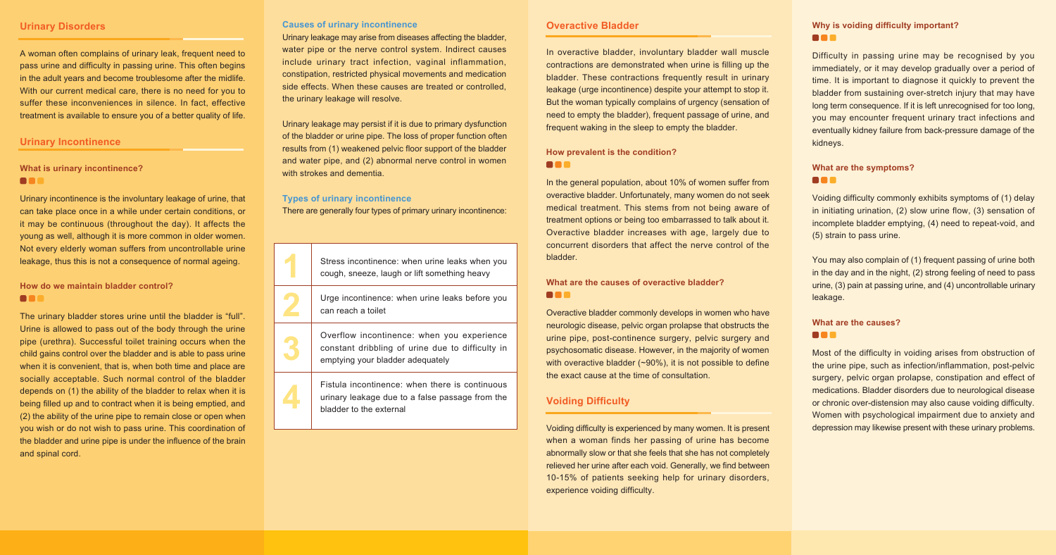## Urinary Disorders

A woman often complains of urinary leak, frequent need to pass urine and difficulty in passing urine. This often begins in the adult years and become troublesome after the midlife. With our current medical care, there is no need for you to suffer these inconveniences in silence. In fact, effective treatment is available to ensure you of a better quality of life.

## Urinary Incontinence

### What is urinary incontinence?

Urinary incontinence is the involuntary leakage of urine, that can take place once in a while under certain conditions, or it may be continuous (throughout the day). It affects the young as well, although it is more common in older women. Not every elderly woman suffers from uncontrollable urine leakage, thus this is not a consequence of normal ageing.

### How do we maintain bladder control?

The urinary bladder stores urine until the bladder is "full". Urine is allowed to pass out of the body through the urine pipe (urethra). Successful toilet training occurs when the child gains control over the bladder and is able to pass urine when it is convenient, that is, when both time and place are socially acceptable. Such normal control of the bladder depends on (1) the ability of the bladder to relax when it is being filled up and to contract when it is being emptied, and (2) the ability of the urine pipe to remain close or open when you wish or do not wish to pass urine. This coordination of the bladder and urine pipe is under the influence of the brain and spinal cord.

### Causes of urinary incontinence

Urinary leakage may arise from diseases affecting the bladder, water pipe or the nerve control system. Indirect causes include urinary tract infection, vaginal inflammation, constipation, restricted physical movements and medication side effects. When these causes are treated or controlled, the urinary leakage will resolve.

Urinary leakage may persist if it is due to primary dysfunction of the bladder or urine pipe. The loss of proper function often results from (1) weakened pelvic floor support of the bladder and water pipe, and (2) abnormal nerve control in women with strokes and dementia.

### Types of urinary incontinence

There are generally four types of primary urinary incontinence:

| | |
|---|---|
| 1 | Stress incontinence: when urine leaks when you cough, sneeze, laugh or lift something heavy |
| 2 | Urge incontinence: when urine leaks before you can reach a toilet |
| 3 | Overflow incontinence: when you experience constant dribbling of urine due to difficulty in emptying your bladder adequately |
| 4 | Fistula incontinence: when there is continuous urinary leakage due to a false passage from the bladder to the external |

## Overactive Bladder

In overactive bladder, involuntary bladder wall muscle contractions are demonstrated when urine is filling up the bladder. These contractions frequently result in urinary leakage (urge incontinence) despite your attempt to stop it. But the woman typically complains of urgency (sensation of need to empty the bladder), frequent passage of urine, and frequent waking in the sleep to empty the bladder.

### How prevalent is the condition?

In the general population, about 10% of women suffer from overactive bladder. Unfortunately, many women do not seek medical treatment. This stems from not being aware of treatment options or being too embarrassed to talk about it. Overactive bladder increases with age, largely due to concurrent disorders that affect the nerve control of the bladder.

### What are the causes of overactive bladder?

Overactive bladder commonly develops in women who have neurologic disease, pelvic organ prolapse that obstructs the urine pipe, post-continence surgery, pelvic surgery and psychosomatic disease. However, in the majority of women with overactive bladder (~90%), it is not possible to define the exact cause at the time of consultation.

## Voiding Difficulty

Voiding difficulty is experienced by many women. It is present when a woman finds her passing of urine has become abnormally slow or that she feels that she has not completely relieved her urine after each void. Generally, we find between 10-15% of patients seeking help for urinary disorders, experience voiding difficulty.

### Why is voiding difficulty important?

Difficulty in passing urine may be recognised by you immediately, or it may develop gradually over a period of time. It is important to diagnose it quickly to prevent the bladder from sustaining over-stretch injury that may have long term consequence. If it is left unrecognised for too long, you may encounter frequent urinary tract infections and eventually kidney failure from back-pressure damage of the kidneys.

### What are the symptoms?

Voiding difficulty commonly exhibits symptoms of (1) delay in initiating urination, (2) slow urine flow, (3) sensation of incomplete bladder emptying, (4) need to repeat-void, and (5) strain to pass urine.

You may also complain of (1) frequent passing of urine both in the day and in the night, (2) strong feeling of need to pass urine, (3) pain at passing urine, and (4) uncontrollable urinary leakage.

### What are the causes?

Most of the difficulty in voiding arises from obstruction of the urine pipe, such as infection/inflammation, post-pelvic surgery, pelvic organ prolapse, constipation and effect of medications. Bladder disorders due to neurological disease or chronic over-distension may also cause voiding difficulty. Women with psychological impairment due to anxiety and depression may likewise present with these urinary problems.